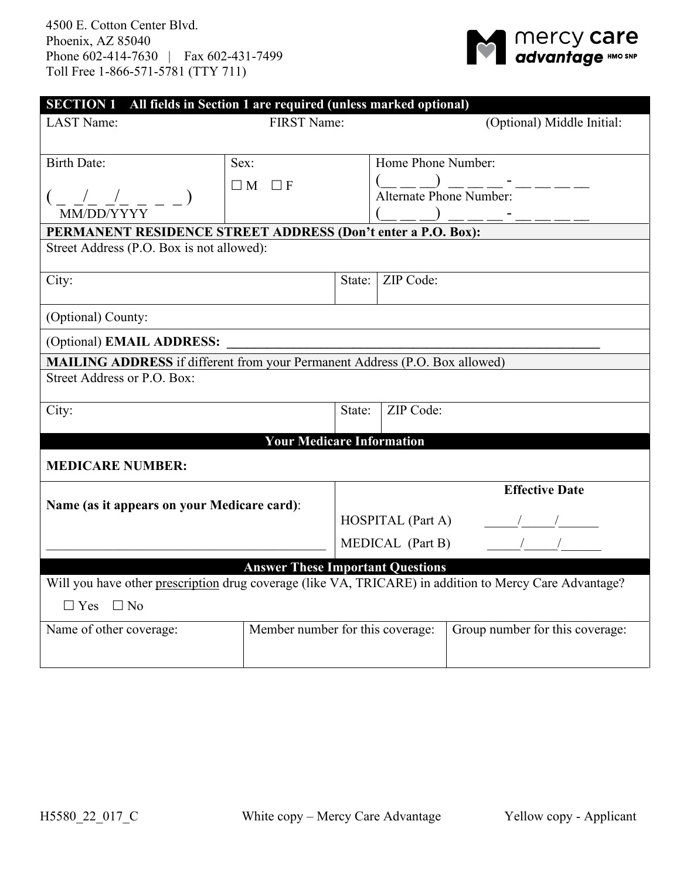4500 E. Cotton Center Blvd.
Phoenix, AZ 85040
Phone 602-414-7630 | Fax 602-431-7499
Toll Free 1-866-571-5781 (TTY 711)

mercy care advantage HMO SNP

| **SECTION 1 All fields in Section 1 are required (unless marked optional)** | | | |
|---|---|---|---|
| LAST Name: | FIRST Name: | | (Optional) Middle Initial: |
| Birth Date: ( _ _/_ _/_ _ _ _ ) MM/DD/YYYY | Sex: ☐ M ☐ F | Home Phone Number: (__ __ __) __ __ __ - __ __ __ __ Alternate Phone Number: (__ __ __) __ __ __ - __ __ __ __ | |
| **PERMANENT RESIDENCE STREET ADDRESS (Don't enter a P.O. Box):** | | | |
| Street Address (P.O. Box is not allowed): | | | |
| City: | State: | ZIP Code: | |
| (Optional) County: | | | |
| (Optional) **EMAIL ADDRESS:** ____________________ | | | |
| **MAILING ADDRESS** if different from your Permanent Address (P.O. Box allowed) | | | |
| Street Address or P.O. Box: | | | |
| City: | State: | ZIP Code: | |

| **Your Medicare Information** | |
|---|---|
| **MEDICARE NUMBER:** | |
| **Name (as it appears on your Medicare card)**: ____________________ | **Effective Date** HOSPITAL (Part A) _____/_____/______ MEDICAL (Part B) _____/_____/______ |

| **Answer These Important Questions** | | |
|---|---|---|
| Will you have other prescription drug coverage (like VA, TRICARE) in addition to Mercy Care Advantage? ☐ Yes ☐ No | | |
| Name of other coverage: | Member number for this coverage: | Group number for this coverage: |

H5580_22_017_C White copy – Mercy Care Advantage Yellow copy - Applicant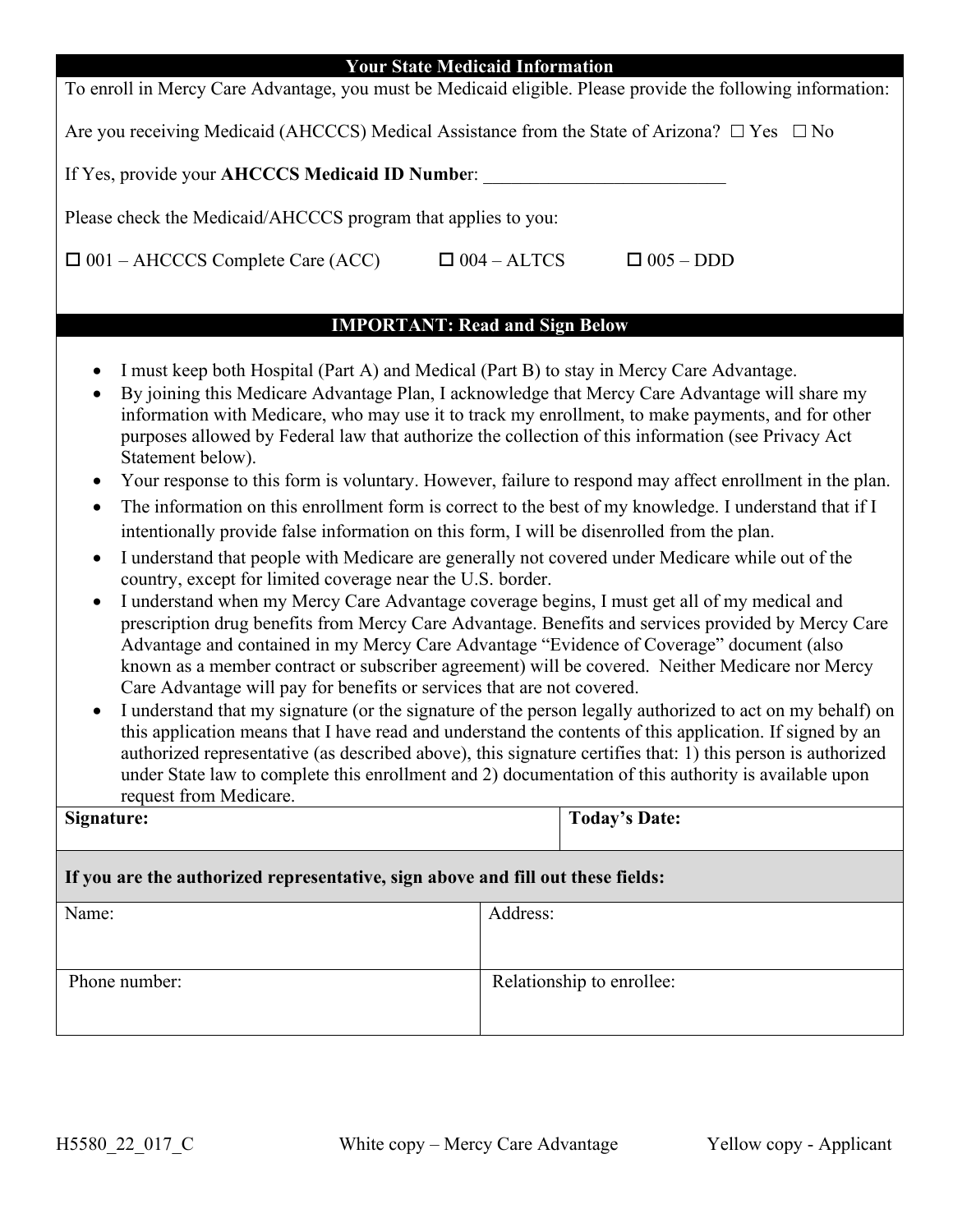## Your State Medicaid Information

To enroll in Mercy Care Advantage, you must be Medicaid eligible. Please provide the following information:

Are you receiving Medicaid (AHCCCS) Medical Assistance from the State of Arizona? ☐ Yes ☐ No

If Yes, provide your **AHCCCS Medicaid ID Number**: ___________________________

Please check the Medicaid/AHCCCS program that applies to you:

☐ 001 – AHCCCS Complete Care (ACC) ☐ 004 – ALTCS ☐ 005 – DDD

## IMPORTANT: Read and Sign Below

- I must keep both Hospital (Part A) and Medical (Part B) to stay in Mercy Care Advantage.
- By joining this Medicare Advantage Plan, I acknowledge that Mercy Care Advantage will share my information with Medicare, who may use it to track my enrollment, to make payments, and for other purposes allowed by Federal law that authorize the collection of this information (see Privacy Act Statement below).
- Your response to this form is voluntary. However, failure to respond may affect enrollment in the plan.
- The information on this enrollment form is correct to the best of my knowledge. I understand that if I intentionally provide false information on this form, I will be disenrolled from the plan.
- I understand that people with Medicare are generally not covered under Medicare while out of the country, except for limited coverage near the U.S. border.
- I understand when my Mercy Care Advantage coverage begins, I must get all of my medical and prescription drug benefits from Mercy Care Advantage. Benefits and services provided by Mercy Care Advantage and contained in my Mercy Care Advantage "Evidence of Coverage" document (also known as a member contract or subscriber agreement) will be covered. Neither Medicare nor Mercy Care Advantage will pay for benefits or services that are not covered.
- I understand that my signature (or the signature of the person legally authorized to act on my behalf) on this application means that I have read and understand the contents of this application. If signed by an authorized representative (as described above), this signature certifies that: 1) this person is authorized under State law to complete this enrollment and 2) documentation of this authority is available upon request from Medicare.

| **Signature:** | **Today's Date:** |
|---|---|
| | |

**If you are the authorized representative, sign above and fill out these fields:**

| Name: | Address: |
|---|---|
| Phone number: | Relationship to enrollee: |

H5580_22_017_C White copy – Mercy Care Advantage Yellow copy - Applicant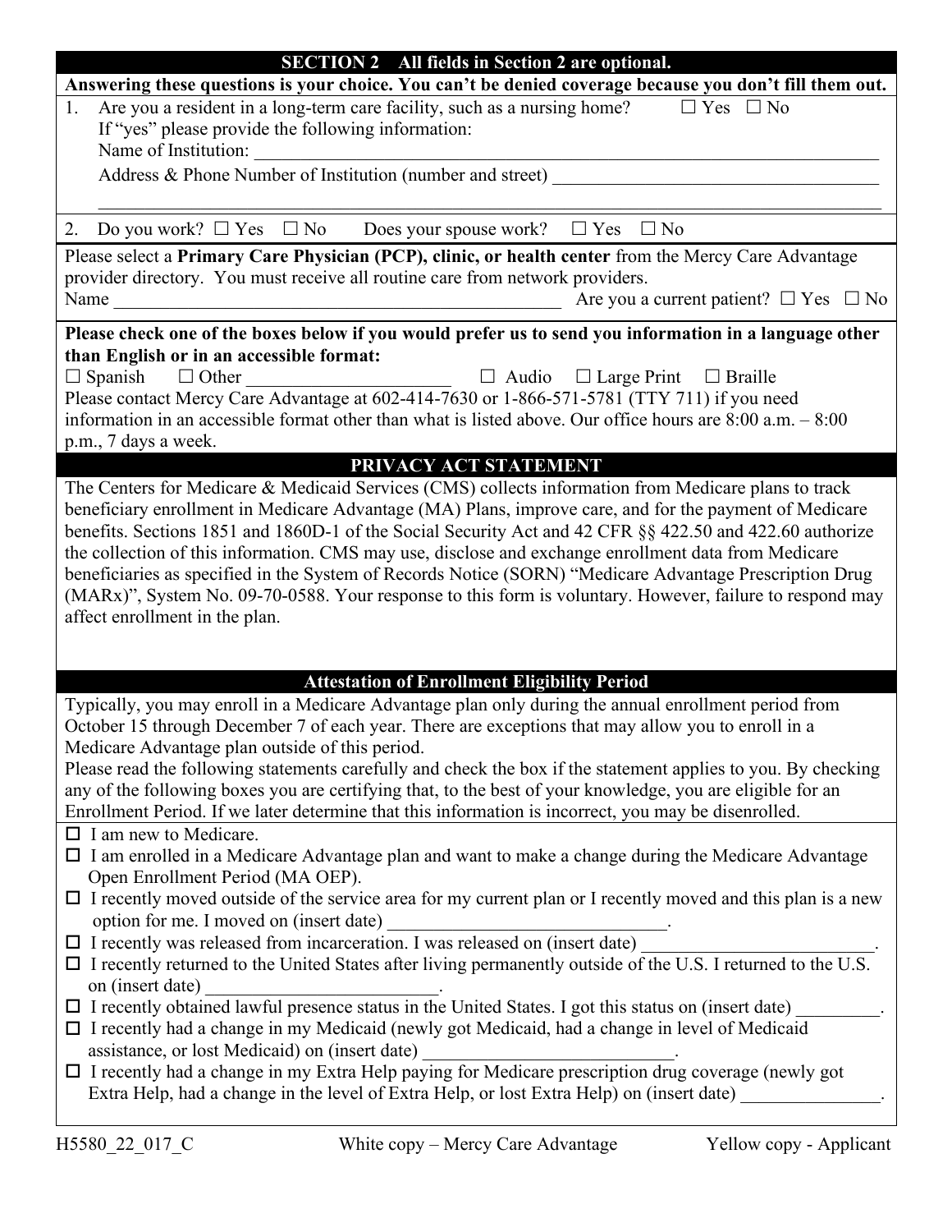## SECTION 2 All fields in Section 2 are optional.

**Answering these questions is your choice. You can't be denied coverage because you don't fill them out.**

1. Are you a resident in a long-term care facility, such as a nursing home? ☐ Yes ☐ No
   If "yes" please provide the following information:
   Name of Institution: ______________________________________________
   Address & Phone Number of Institution (number and street) ______________________________
   ______________________________________________

2. Do you work? ☐ Yes ☐ No  Does your spouse work? ☐ Yes ☐ No

Please select a **Primary Care Physician (PCP), clinic, or health center** from the Mercy Care Advantage provider directory. You must receive all routine care from network providers.
Name ______________________________________________ Are you a current patient? ☐ Yes ☐ No

**Please check one of the boxes below if you would prefer us to send you information in a language other than English or in an accessible format:**
☐ Spanish ☐ Other ______________________ ☐ Audio ☐ Large Print ☐ Braille
Please contact Mercy Care Advantage at 602-414-7630 or 1-866-571-5781 (TTY 711) if you need information in an accessible format other than what is listed above. Our office hours are 8:00 a.m. – 8:00 p.m., 7 days a week.

## PRIVACY ACT STATEMENT

The Centers for Medicare & Medicaid Services (CMS) collects information from Medicare plans to track beneficiary enrollment in Medicare Advantage (MA) Plans, improve care, and for the payment of Medicare benefits. Sections 1851 and 1860D-1 of the Social Security Act and 42 CFR §§ 422.50 and 422.60 authorize the collection of this information. CMS may use, disclose and exchange enrollment data from Medicare beneficiaries as specified in the System of Records Notice (SORN) "Medicare Advantage Prescription Drug (MARx)", System No. 09-70-0588. Your response to this form is voluntary. However, failure to respond may affect enrollment in the plan.

## Attestation of Enrollment Eligibility Period

Typically, you may enroll in a Medicare Advantage plan only during the annual enrollment period from October 15 through December 7 of each year. There are exceptions that may allow you to enroll in a Medicare Advantage plan outside of this period.

Please read the following statements carefully and check the box if the statement applies to you. By checking any of the following boxes you are certifying that, to the best of your knowledge, you are eligible for an Enrollment Period. If we later determine that this information is incorrect, you may be disenrolled.

- ☐ I am new to Medicare.
- ☐ I am enrolled in a Medicare Advantage plan and want to make a change during the Medicare Advantage Open Enrollment Period (MA OEP).
- ☐ I recently moved outside of the service area for my current plan or I recently moved and this plan is a new option for me. I moved on (insert date) ____________________________.
- ☐ I recently was released from incarceration. I was released on (insert date) ________________________.
- ☐ I recently returned to the United States after living permanently outside of the U.S. I returned to the U.S. on (insert date) ________________________.
- ☐ I recently obtained lawful presence status in the United States. I got this status on (insert date) _________.
- ☐ I recently had a change in my Medicaid (newly got Medicaid, had a change in level of Medicaid assistance, or lost Medicaid) on (insert date) ___________________________.
- ☐ I recently had a change in my Extra Help paying for Medicare prescription drug coverage (newly got Extra Help, had a change in the level of Extra Help, or lost Extra Help) on (insert date) _______________.

H5580_22_017_C  White copy – Mercy Care Advantage  Yellow copy - Applicant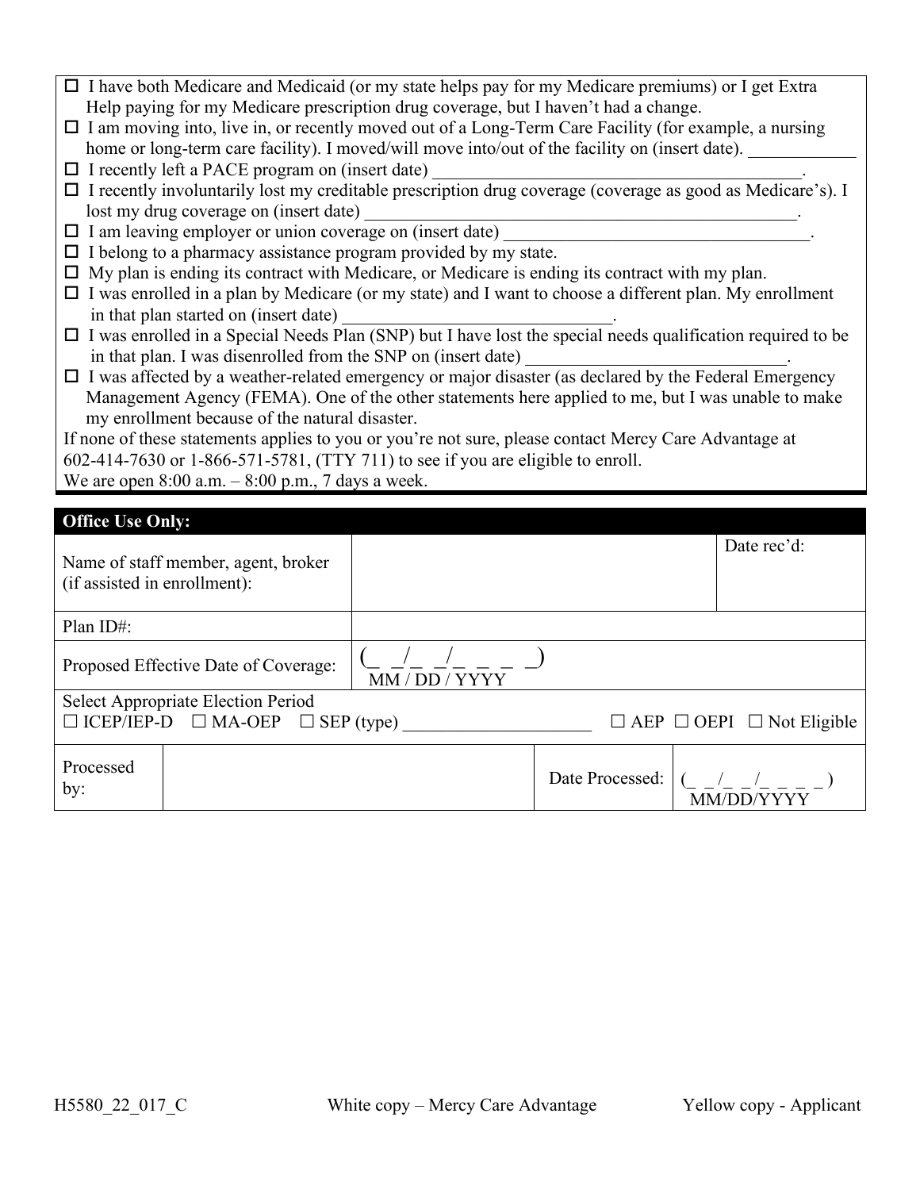- ☐ I have both Medicare and Medicaid (or my state helps pay for my Medicare premiums) or I get Extra Help paying for my Medicare prescription drug coverage, but I haven't had a change.
- ☐ I am moving into, live in, or recently moved out of a Long-Term Care Facility (for example, a nursing home or long-term care facility). I moved/will move into/out of the facility on (insert date). ____________
- ☐ I recently left a PACE program on (insert date) __________________________________________.
- ☐ I recently involuntarily lost my creditable prescription drug coverage (coverage as good as Medicare's). I lost my drug coverage on (insert date) __________________________________________________.
- ☐ I am leaving employer or union coverage on (insert date) __________________________________.
- ☐ I belong to a pharmacy assistance program provided by my state.
- ☐ My plan is ending its contract with Medicare, or Medicare is ending its contract with my plan.
- ☐ I was enrolled in a plan by Medicare (or my state) and I want to choose a different plan. My enrollment in that plan started on (insert date) ______________________________.
- ☐ I was enrolled in a Special Needs Plan (SNP) but I have lost the special needs qualification required to be in that plan. I was disenrolled from the SNP on (insert date) _____________________________.
- ☐ I was affected by a weather-related emergency or major disaster (as declared by the Federal Emergency Management Agency (FEMA). One of the other statements here applied to me, but I was unable to make my enrollment because of the natural disaster.

If none of these statements applies to you or you're not sure, please contact Mercy Care Advantage at 602-414-7630 or 1-866-571-5781, (TTY 711) to see if you are eligible to enroll.
We are open 8:00 a.m. – 8:00 p.m., 7 days a week.

**Office Use Only:**

| | | | |
|---|---|---|---|
| Name of staff member, agent, broker (if assisted in enrollment): | | | Date rec'd: |
| Plan ID#: | | | |
| Proposed Effective Date of Coverage: | (_ _/_ _/_ _ _ _) MM / DD / YYYY | | |
| Select Appropriate Election Period ☐ ICEP/IEP-D ☐ MA-OEP ☐ SEP (type) ____________________ ☐ AEP ☐ OEPI ☐ Not Eligible | | | |
| Processed by: | | Date Processed: | (_ _/_ _/_ _ _ _) MM/DD/YYYY |

H5580_22_017_C White copy – Mercy Care Advantage Yellow copy - Applicant